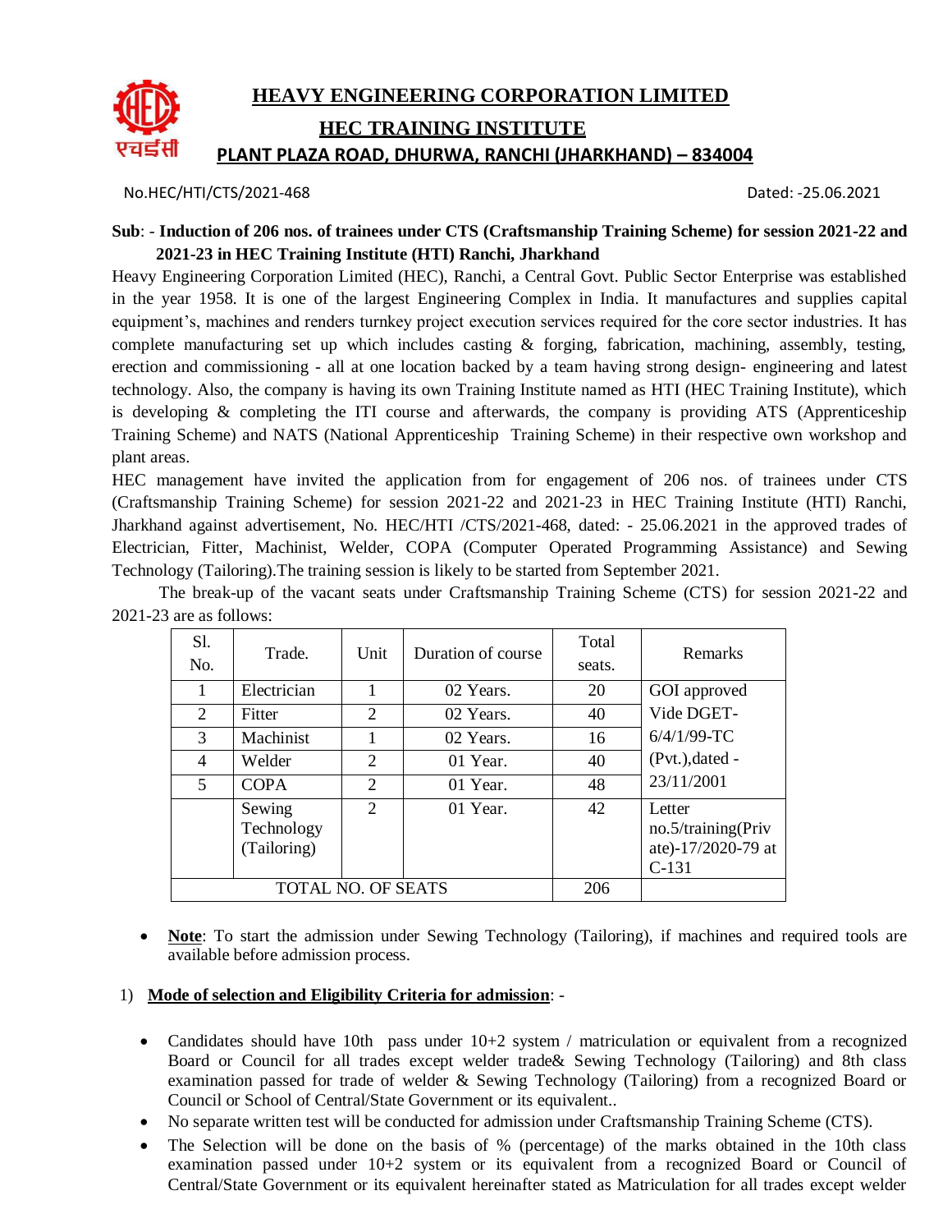# HEAVY ENGINEERING CORPORATION LIMITED

## HEC TRAINING INSTITUTE

### PLANT PLAZA ROAD, DHURWA, RANCHI (JHARKHAND) – 834004

No.HEC/HTI/CTS/2021-468 Dated: -25.06.2021

**Sub**: - **Induction of 206 nos. of trainees under CTS (Craftsmanship Training Scheme) for session 2021-22 and 2021-23 in HEC Training Institute (HTI) Ranchi, Jharkhand**

Heavy Engineering Corporation Limited (HEC), Ranchi, a Central Govt. Public Sector Enterprise was established in the year 1958. It is one of the largest Engineering Complex in India. It manufactures and supplies capital equipment's, machines and renders turnkey project execution services required for the core sector industries. It has complete manufacturing set up which includes casting & forging, fabrication, machining, assembly, testing, erection and commissioning - all at one location backed by a team having strong design- engineering and latest technology. Also, the company is having its own Training Institute named as HTI (HEC Training Institute), which is developing & completing the ITI course and afterwards, the company is providing ATS (Apprenticeship Training Scheme) and NATS (National Apprenticeship Training Scheme) in their respective own workshop and plant areas.

HEC management have invited the application from for engagement of 206 nos. of trainees under CTS (Craftsmanship Training Scheme) for session 2021-22 and 2021-23 in HEC Training Institute (HTI) Ranchi, Jharkhand against advertisement, No. HEC/HTI /CTS/2021-468, dated: - 25.06.2021 in the approved trades of Electrician, Fitter, Machinist, Welder, COPA (Computer Operated Programming Assistance) and Sewing Technology (Tailoring).The training session is likely to be started from September 2021.

The break-up of the vacant seats under Craftsmanship Training Scheme (CTS) for session 2021-22 and 2021-23 are as follows:

| Sl. No. | Trade. | Unit | Duration of course | Total seats. | Remarks |
|---|---|---|---|---|---|
| 1 | Electrician | 1 | 02 Years. | 20 | GOI approved Vide DGET-6/4/1/99-TC (Pvt.),dated -23/11/2001 |
| 2 | Fitter | 2 | 02 Years. | 40 | |
| 3 | Machinist | 1 | 02 Years. | 16 | |
| 4 | Welder | 2 | 01 Year. | 40 | |
| 5 | COPA | 2 | 01 Year. | 48 | |
| | Sewing Technology (Tailoring) | 2 | 01 Year. | 42 | Letter no.5/training(Private)-17/2020-79 at C-131 |
| TOTAL NO. OF SEATS | | | | 206 | |

- **Note**: To start the admission under Sewing Technology (Tailoring), if machines and required tools are available before admission process.

1) **Mode of selection and Eligibility Criteria for admission**: -

- Candidates should have 10th pass under 10+2 system / matriculation or equivalent from a recognized Board or Council for all trades except welder trade& Sewing Technology (Tailoring) and 8th class examination passed for trade of welder & Sewing Technology (Tailoring) from a recognized Board or Council or School of Central/State Government or its equivalent..
- No separate written test will be conducted for admission under Craftsmanship Training Scheme (CTS).
- The Selection will be done on the basis of % (percentage) of the marks obtained in the 10th class examination passed under 10+2 system or its equivalent from a recognized Board or Council of Central/State Government or its equivalent hereinafter stated as Matriculation for all trades except welder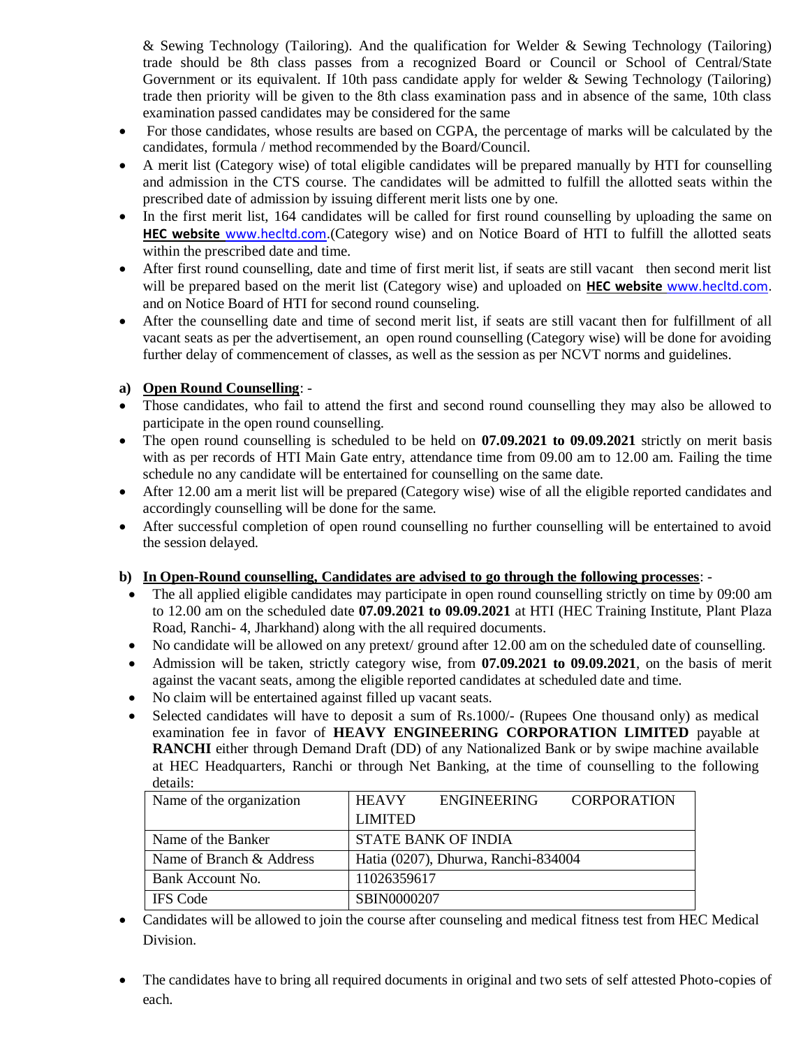& Sewing Technology (Tailoring). And the qualification for Welder & Sewing Technology (Tailoring) trade should be 8th class passes from a recognized Board or Council or School of Central/State Government or its equivalent. If 10th pass candidate apply for welder & Sewing Technology (Tailoring) trade then priority will be given to the 8th class examination pass and in absence of the same, 10th class examination passed candidates may be considered for the same

- For those candidates, whose results are based on CGPA, the percentage of marks will be calculated by the candidates, formula / method recommended by the Board/Council.
- A merit list (Category wise) of total eligible candidates will be prepared manually by HTI for counselling and admission in the CTS course. The candidates will be admitted to fulfill the allotted seats within the prescribed date of admission by issuing different merit lists one by one.
- In the first merit list, 164 candidates will be called for first round counselling by uploading the same on **HEC website** www.hecltd.com.(Category wise) and on Notice Board of HTI to fulfill the allotted seats within the prescribed date and time.
- After first round counselling, date and time of first merit list, if seats are still vacant then second merit list will be prepared based on the merit list (Category wise) and uploaded on **HEC website** www.hecltd.com. and on Notice Board of HTI for second round counseling.
- After the counselling date and time of second merit list, if seats are still vacant then for fulfillment of all vacant seats as per the advertisement, an open round counselling (Category wise) will be done for avoiding further delay of commencement of classes, as well as the session as per NCVT norms and guidelines.

**a) Open Round Counselling**: -

- Those candidates, who fail to attend the first and second round counselling they may also be allowed to participate in the open round counselling.
- The open round counselling is scheduled to be held on **07.09.2021 to 09.09.2021** strictly on merit basis with as per records of HTI Main Gate entry, attendance time from 09.00 am to 12.00 am. Failing the time schedule no any candidate will be entertained for counselling on the same date.
- After 12.00 am a merit list will be prepared (Category wise) wise of all the eligible reported candidates and accordingly counselling will be done for the same.
- After successful completion of open round counselling no further counselling will be entertained to avoid the session delayed.

**b) In Open-Round counselling, Candidates are advised to go through the following processes**: -

- The all applied eligible candidates may participate in open round counselling strictly on time by 09:00 am to 12.00 am on the scheduled date **07.09.2021 to 09.09.2021** at HTI (HEC Training Institute, Plant Plaza Road, Ranchi- 4, Jharkhand) along with the all required documents.
- No candidate will be allowed on any pretext/ ground after 12.00 am on the scheduled date of counselling.
- Admission will be taken, strictly category wise, from **07.09.2021 to 09.09.2021**, on the basis of merit against the vacant seats, among the eligible reported candidates at scheduled date and time.
- No claim will be entertained against filled up vacant seats.
- Selected candidates will have to deposit a sum of Rs.1000/- (Rupees One thousand only) as medical examination fee in favor of **HEAVY ENGINEERING CORPORATION LIMITED** payable at **RANCHI** either through Demand Draft (DD) of any Nationalized Bank or by swipe machine available at HEC Headquarters, Ranchi or through Net Banking, at the time of counselling to the following details:

| Name of the organization | HEAVY ENGINEERING CORPORATION LIMITED |
|---|---|
| Name of the Banker | STATE BANK OF INDIA |
| Name of Branch & Address | Hatia (0207), Dhurwa, Ranchi-834004 |
| Bank Account No. | 11026359617 |
| IFS Code | SBIN0000207 |

- Candidates will be allowed to join the course after counseling and medical fitness test from HEC Medical Division.
- The candidates have to bring all required documents in original and two sets of self attested Photo-copies of each.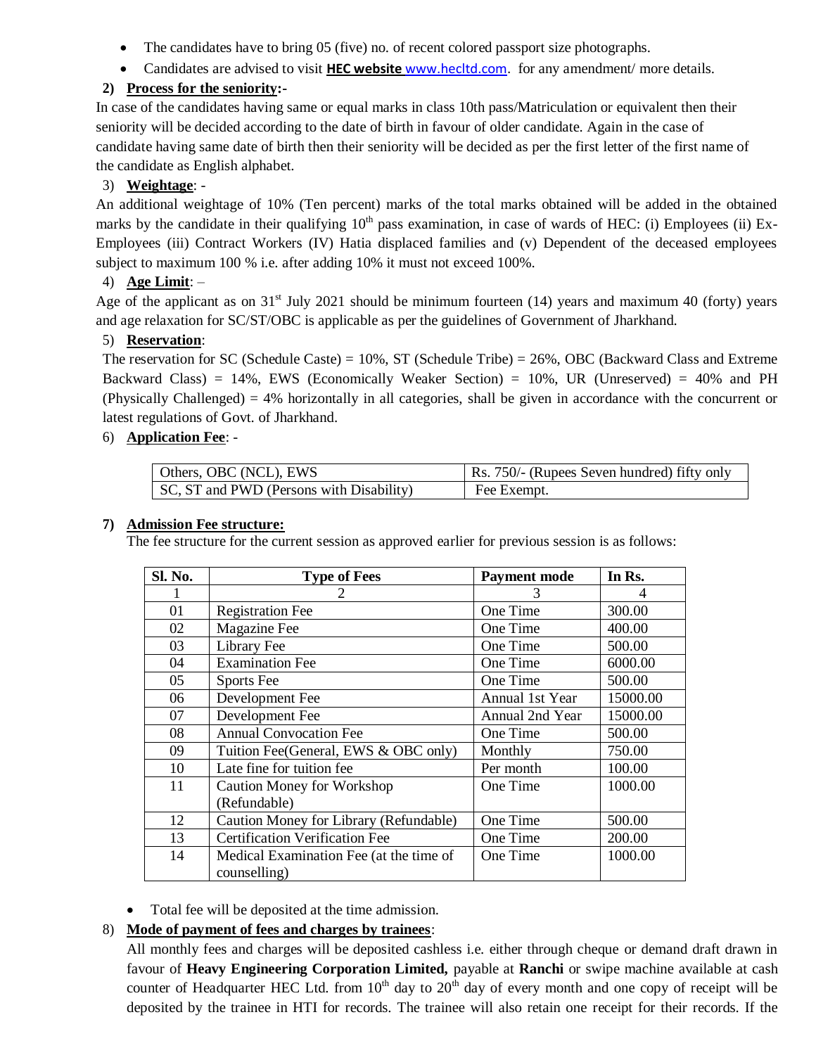- The candidates have to bring 05 (five) no. of recent colored passport size photographs.
- Candidates are advised to visit **HEC website** www.hecltd.com. for any amendment/ more details.

**2) Process for the seniority:-**

In case of the candidates having same or equal marks in class 10th pass/Matriculation or equivalent then their seniority will be decided according to the date of birth in favour of older candidate. Again in the case of candidate having same date of birth then their seniority will be decided as per the first letter of the first name of the candidate as English alphabet.

3) **Weightage**: -

An additional weightage of 10% (Ten percent) marks of the total marks obtained will be added in the obtained marks by the candidate in their qualifying 10th pass examination, in case of wards of HEC: (i) Employees (ii) Ex-Employees (iii) Contract Workers (IV) Hatia displaced families and (v) Dependent of the deceased employees subject to maximum 100 % i.e. after adding 10% it must not exceed 100%.

4) **Age Limit**: –

Age of the applicant as on 31st July 2021 should be minimum fourteen (14) years and maximum 40 (forty) years and age relaxation for SC/ST/OBC is applicable as per the guidelines of Government of Jharkhand.

5) **Reservation**:

The reservation for SC (Schedule Caste) = 10%, ST (Schedule Tribe) = 26%, OBC (Backward Class and Extreme Backward Class) = 14%, EWS (Economically Weaker Section) = 10%, UR (Unreserved) = 40% and PH (Physically Challenged) = 4% horizontally in all categories, shall be given in accordance with the concurrent or latest regulations of Govt. of Jharkhand.

6) **Application Fee**: -

| Others, OBC (NCL), EWS | Rs. 750/- (Rupees Seven hundred) fifty only |
|---|---|
| SC, ST and PWD (Persons with Disability) | Fee Exempt. |

**7) Admission Fee structure:**

The fee structure for the current session as approved earlier for previous session is as follows:

| Sl. No. | Type of Fees | Payment mode | In Rs. |
|---|---|---|---|
| 1 | 2 | 3 | 4 |
| 01 | Registration Fee | One Time | 300.00 |
| 02 | Magazine Fee | One Time | 400.00 |
| 03 | Library Fee | One Time | 500.00 |
| 04 | Examination Fee | One Time | 6000.00 |
| 05 | Sports Fee | One Time | 500.00 |
| 06 | Development Fee | Annual 1st Year | 15000.00 |
| 07 | Development Fee | Annual 2nd Year | 15000.00 |
| 08 | Annual Convocation Fee | One Time | 500.00 |
| 09 | Tuition Fee(General, EWS & OBC only) | Monthly | 750.00 |
| 10 | Late fine for tuition fee | Per month | 100.00 |
| 11 | Caution Money for Workshop (Refundable) | One Time | 1000.00 |
| 12 | Caution Money for Library (Refundable) | One Time | 500.00 |
| 13 | Certification Verification Fee | One Time | 200.00 |
| 14 | Medical Examination Fee (at the time of counselling) | One Time | 1000.00 |

- Total fee will be deposited at the time admission.

8) **Mode of payment of fees and charges by trainees**:

All monthly fees and charges will be deposited cashless i.e. either through cheque or demand draft drawn in favour of **Heavy Engineering Corporation Limited,** payable at **Ranchi** or swipe machine available at cash counter of Headquarter HEC Ltd. from 10th day to 20th day of every month and one copy of receipt will be deposited by the trainee in HTI for records. The trainee will also retain one receipt for their records. If the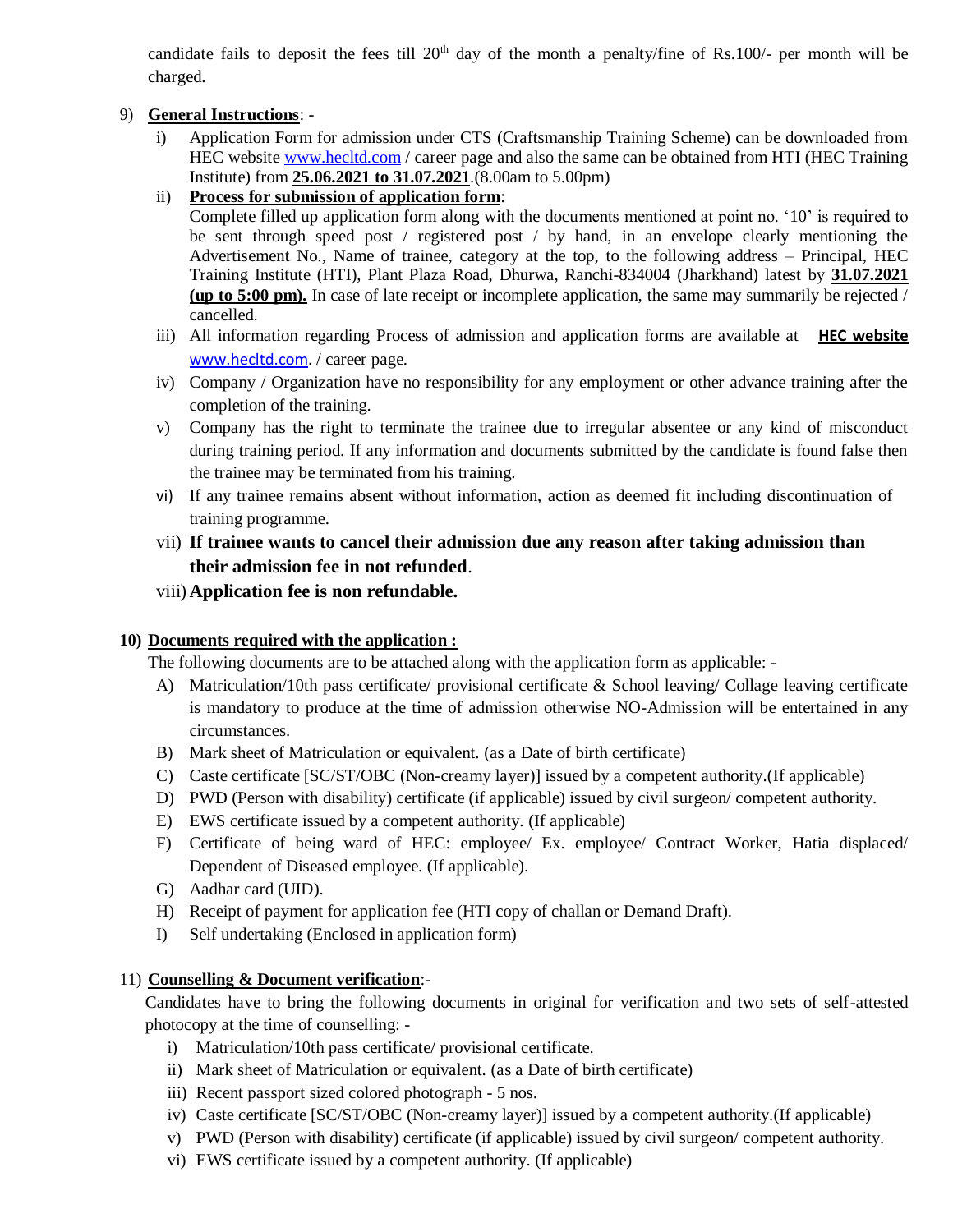candidate fails to deposit the fees till 20th day of the month a penalty/fine of Rs.100/- per month will be charged.

9) **General Instructions**: -

   i) Application Form for admission under CTS (Craftsmanship Training Scheme) can be downloaded from HEC website www.hecltd.com / career page and also the same can be obtained from HTI (HEC Training Institute) from **25.06.2021 to 31.07.2021**.(8.00am to 5.00pm)

   ii) **Process for submission of application form**:
   Complete filled up application form along with the documents mentioned at point no. '10' is required to be sent through speed post / registered post / by hand, in an envelope clearly mentioning the Advertisement No., Name of trainee, category at the top, to the following address – Principal, HEC Training Institute (HTI), Plant Plaza Road, Dhurwa, Ranchi-834004 (Jharkhand) latest by **31.07.2021 (up to 5:00 pm).** In case of late receipt or incomplete application, the same may summarily be rejected / cancelled.

   iii) All information regarding Process of admission and application forms are available at **HEC website** www.hecltd.com. / career page.

   iv) Company / Organization have no responsibility for any employment or other advance training after the completion of the training.

   v) Company has the right to terminate the trainee due to irregular absentee or any kind of misconduct during training period. If any information and documents submitted by the candidate is found false then the trainee may be terminated from his training.

   vi) If any trainee remains absent without information, action as deemed fit including discontinuation of training programme.

   vii) **If trainee wants to cancel their admission due any reason after taking admission than their admission fee in not refunded**.

   viii) **Application fee is non refundable.**

10) **Documents required with the application :**

The following documents are to be attached along with the application form as applicable: -

   A) Matriculation/10th pass certificate/ provisional certificate & School leaving/ Collage leaving certificate is mandatory to produce at the time of admission otherwise NO-Admission will be entertained in any circumstances.

   B) Mark sheet of Matriculation or equivalent. (as a Date of birth certificate)

   C) Caste certificate [SC/ST/OBC (Non-creamy layer)] issued by a competent authority.(If applicable)

   D) PWD (Person with disability) certificate (if applicable) issued by civil surgeon/ competent authority.

   E) EWS certificate issued by a competent authority. (If applicable)

   F) Certificate of being ward of HEC: employee/ Ex. employee/ Contract Worker, Hatia displaced/ Dependent of Diseased employee. (If applicable).

   G) Aadhar card (UID).

   H) Receipt of payment for application fee (HTI copy of challan or Demand Draft).

   I) Self undertaking (Enclosed in application form)

11) **Counselling & Document verification**:-

Candidates have to bring the following documents in original for verification and two sets of self-attested photocopy at the time of counselling: -

   i) Matriculation/10th pass certificate/ provisional certificate.

   ii) Mark sheet of Matriculation or equivalent. (as a Date of birth certificate)

   iii) Recent passport sized colored photograph - 5 nos.

   iv) Caste certificate [SC/ST/OBC (Non-creamy layer)] issued by a competent authority.(If applicable)

   v) PWD (Person with disability) certificate (if applicable) issued by civil surgeon/ competent authority.

   vi) EWS certificate issued by a competent authority. (If applicable)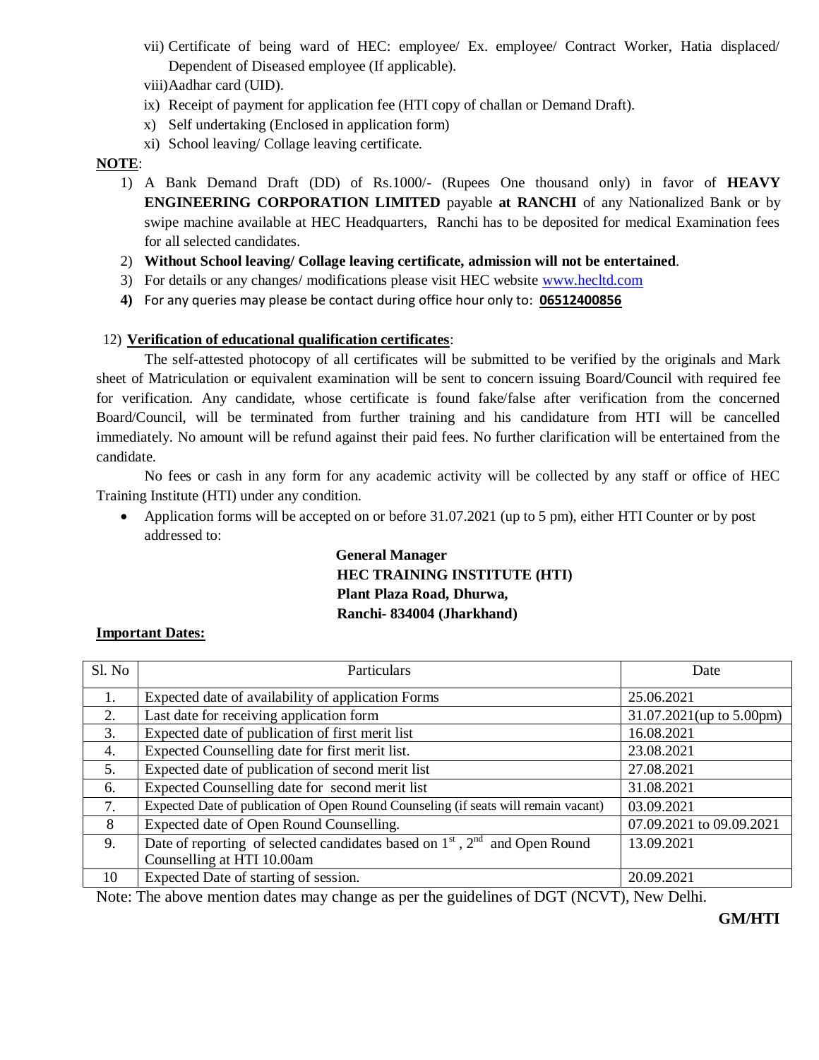vii) Certificate of being ward of HEC: employee/ Ex. employee/ Contract Worker, Hatia displaced/ Dependent of Diseased employee (If applicable).

viii) Aadhar card (UID).

ix) Receipt of payment for application fee (HTI copy of challan or Demand Draft).

x) Self undertaking (Enclosed in application form)

xi) School leaving/ Collage leaving certificate.

**NOTE**:

1) A Bank Demand Draft (DD) of Rs.1000/- (Rupees One thousand only) in favor of **HEAVY ENGINEERING CORPORATION LIMITED** payable **at RANCHI** of any Nationalized Bank or by swipe machine available at HEC Headquarters, Ranchi has to be deposited for medical Examination fees for all selected candidates.
2) **Without School leaving/ Collage leaving certificate, admission will not be entertained**.
3) For details or any changes/ modifications please visit HEC website www.hecltd.com
4) For any queries may please be contact during office hour only to: **06512400856**

12) **Verification of educational qualification certificates**:

The self-attested photocopy of all certificates will be submitted to be verified by the originals and Mark sheet of Matriculation or equivalent examination will be sent to concern issuing Board/Council with required fee for verification. Any candidate, whose certificate is found fake/false after verification from the concerned Board/Council, will be terminated from further training and his candidature from HTI will be cancelled immediately. No amount will be refund against their paid fees. No further clarification will be entertained from the candidate.

No fees or cash in any form for any academic activity will be collected by any staff or office of HEC Training Institute (HTI) under any condition.

- Application forms will be accepted on or before 31.07.2021 (up to 5 pm), either HTI Counter or by post addressed to:

**General Manager**
**HEC TRAINING INSTITUTE (HTI)**
**Plant Plaza Road, Dhurwa,**
**Ranchi- 834004 (Jharkhand)**

**Important Dates:**

| Sl. No | Particulars | Date |
|---|---|---|
| 1. | Expected date of availability of application Forms | 25.06.2021 |
| 2. | Last date for receiving application form | 31.07.2021(up to 5.00pm) |
| 3. | Expected date of publication of first merit list | 16.08.2021 |
| 4. | Expected Counselling date for first merit list. | 23.08.2021 |
| 5. | Expected date of publication of second merit list | 27.08.2021 |
| 6. | Expected Counselling date for second merit list | 31.08.2021 |
| 7. | Expected Date of publication of Open Round Counseling (if seats will remain vacant) | 03.09.2021 |
| 8 | Expected date of Open Round Counselling. | 07.09.2021 to 09.09.2021 |
| 9. | Date of reporting of selected candidates based on 1st, 2nd and Open Round Counselling at HTI 10.00am | 13.09.2021 |
| 10 | Expected Date of starting of session. | 20.09.2021 |

Note: The above mention dates may change as per the guidelines of DGT (NCVT), New Delhi.

**GM/HTI**